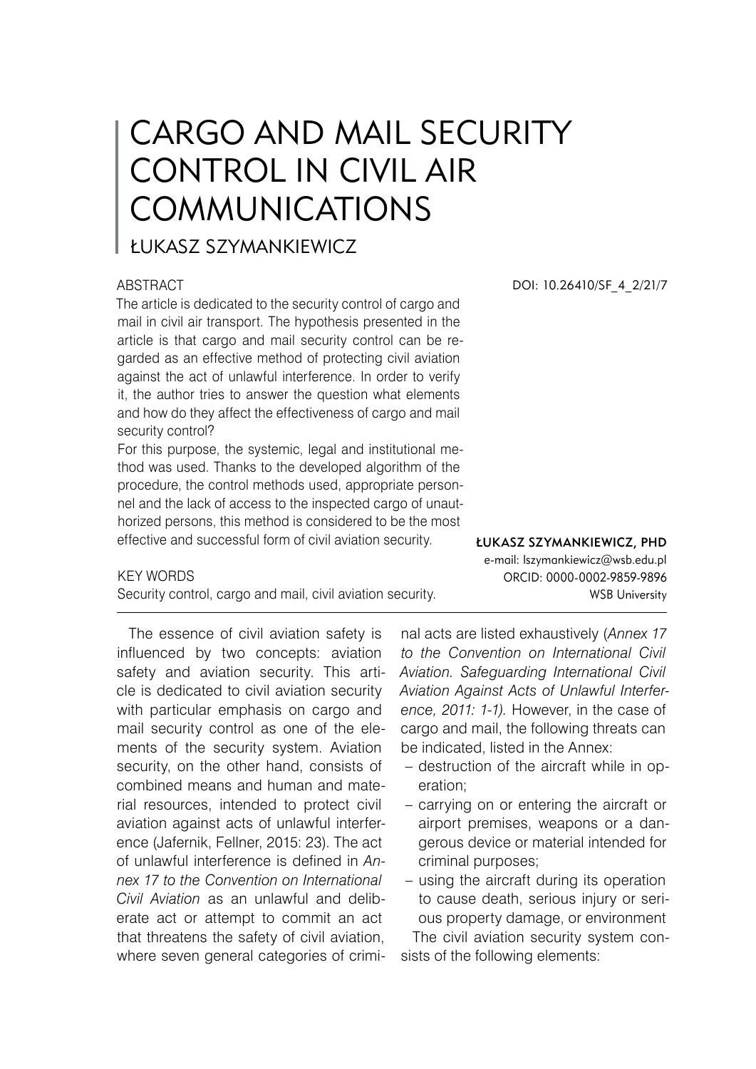# CARGO AND MAIL SECURITY CONTROL IN CIVIL AIR COMMUNICATIONS

## ŁUKASZ SZYMANKIEWICZ

DOI: 10.26410/SF_4_2/21/7

### ABSTRACT

The article is dedicated to the security control of cargo and mail in civil air transport. The hypothesis presented in the article is that cargo and mail security control can be regarded as an effective method of protecting civil aviation against the act of unlawful interference. In order to verify it, the author tries to answer the question what elements and how do they affect the effectiveness of cargo and mail security control?

For this purpose, the systemic, legal and institutional method was used. Thanks to the developed algorithm of the procedure, the control methods used, appropriate personnel and the lack of access to the inspected cargo of unauthorized persons, this method is considered to be the most effective and successful form of civil aviation security.

**ŁUKASZ SZYMANKIEWICZ, PHD**
e-mail: lszymankiewicz@wsb.edu.pl
ORCID: 0000-0002-9859-9896
WSB University

### KEY WORDS

Security control, cargo and mail, civil aviation security.

The essence of civil aviation safety is influenced by two concepts: aviation safety and aviation security. This article is dedicated to civil aviation security with particular emphasis on cargo and mail security control as one of the elements of the security system. Aviation security, on the other hand, consists of combined means and human and material resources, intended to protect civil aviation against acts of unlawful interference (Jafernik, Fellner, 2015: 23). The act of unlawful interference is defined in *Annex 17 to the Convention on International Civil Aviation* as an unlawful and deliberate act or attempt to commit an act that threatens the safety of civil aviation, where seven general categories of criminal acts are listed exhaustively (*Annex 17 to the Convention on International Civil Aviation. Safeguarding International Civil Aviation Against Acts of Unlawful Interference, 2011: 1-1).* However, in the case of cargo and mail, the following threats can be indicated, listed in the Annex:

- destruction of the aircraft while in operation;
- carrying on or entering the aircraft or airport premises, weapons or a dangerous device or material intended for criminal purposes;
- using the aircraft during its operation to cause death, serious injury or serious property damage, or environment

The civil aviation security system consists of the following elements: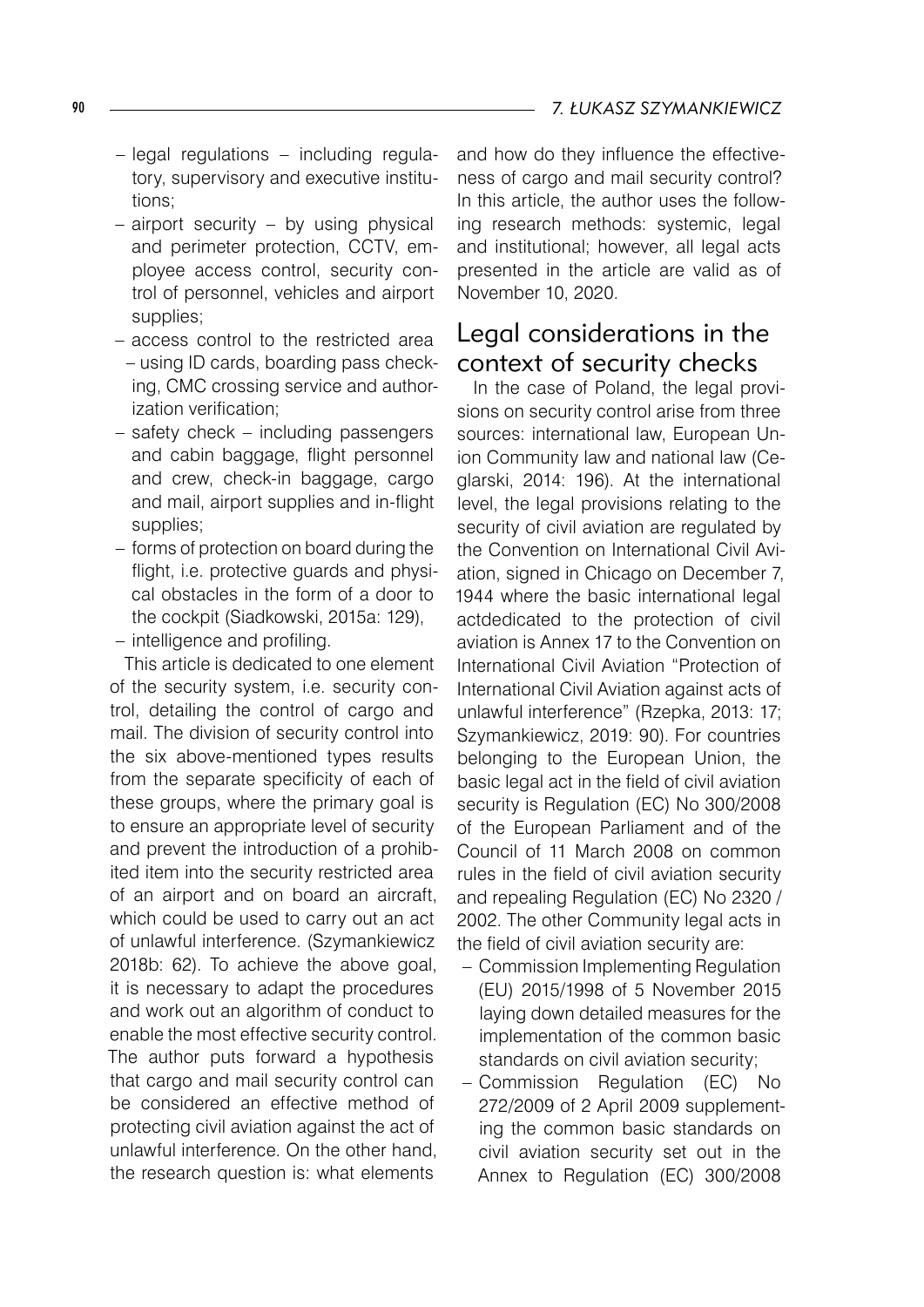- legal regulations – including regulatory, supervisory and executive institutions;
- airport security – by using physical and perimeter protection, CCTV, employee access control, security control of personnel, vehicles and airport supplies;
- access control to the restricted area – using ID cards, boarding pass checking, CMC crossing service and authorization verification;
- safety check – including passengers and cabin baggage, flight personnel and crew, check-in baggage, cargo and mail, airport supplies and in-flight supplies;
- forms of protection on board during the flight, i.e. protective guards and physical obstacles in the form of a door to the cockpit (Siadkowski, 2015a: 129),
- intelligence and profiling.

This article is dedicated to one element of the security system, i.e. security control, detailing the control of cargo and mail. The division of security control into the six above-mentioned types results from the separate specificity of each of these groups, where the primary goal is to ensure an appropriate level of security and prevent the introduction of a prohibited item into the security restricted area of an airport and on board an aircraft, which could be used to carry out an act of unlawful interference. (Szymankiewicz 2018b: 62). To achieve the above goal, it is necessary to adapt the procedures and work out an algorithm of conduct to enable the most effective security control. The author puts forward a hypothesis that cargo and mail security control can be considered an effective method of protecting civil aviation against the act of unlawful interference. On the other hand, the research question is: what elements and how do they influence the effectiveness of cargo and mail security control? In this article, the author uses the following research methods: systemic, legal and institutional; however, all legal acts presented in the article are valid as of November 10, 2020.

## Legal considerations in the context of security checks

In the case of Poland, the legal provisions on security control arise from three sources: international law, European Union Community law and national law (Ceglarski, 2014: 196). At the international level, the legal provisions relating to the security of civil aviation are regulated by the Convention on International Civil Aviation, signed in Chicago on December 7, 1944 where the basic international legal actdedicated to the protection of civil aviation is Annex 17 to the Convention on International Civil Aviation "Protection of International Civil Aviation against acts of unlawful interference" (Rzepka, 2013: 17; Szymankiewicz, 2019: 90). For countries belonging to the European Union, the basic legal act in the field of civil aviation security is Regulation (EC) No 300/2008 of the European Parliament and of the Council of 11 March 2008 on common rules in the field of civil aviation security and repealing Regulation (EC) No 2320 / 2002. The other Community legal acts in the field of civil aviation security are:

- Commission Implementing Regulation (EU) 2015/1998 of 5 November 2015 laying down detailed measures for the implementation of the common basic standards on civil aviation security;
- Commission Regulation (EC) No 272/2009 of 2 April 2009 supplementing the common basic standards on civil aviation security set out in the Annex to Regulation (EC) 300/2008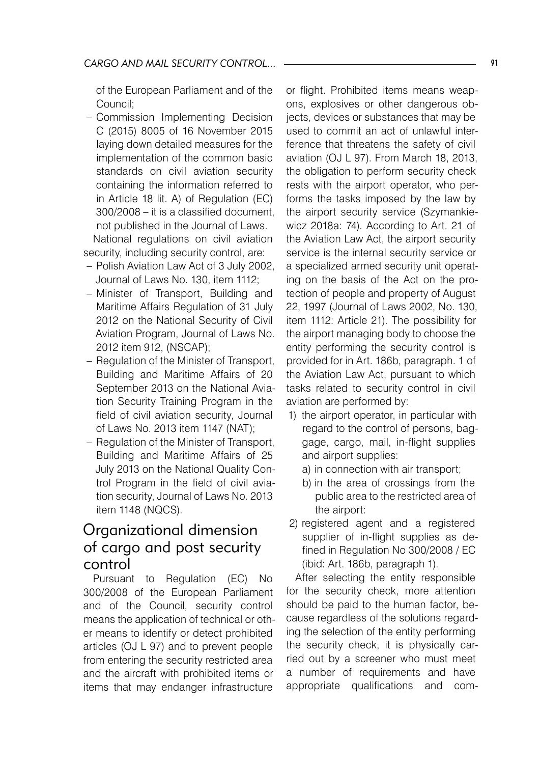of the European Parliament and of the Council;

- Commission Implementing Decision C (2015) 8005 of 16 November 2015 laying down detailed measures for the implementation of the common basic standards on civil aviation security containing the information referred to in Article 18 lit. A) of Regulation (EC) 300/2008 – it is a classified document, not published in the Journal of Laws.

National regulations on civil aviation security, including security control, are:

- Polish Aviation Law Act of 3 July 2002, Journal of Laws No. 130, item 1112;
- Minister of Transport, Building and Maritime Affairs Regulation of 31 July 2012 on the National Security of Civil Aviation Program, Journal of Laws No. 2012 item 912, (NSCAP);
- Regulation of the Minister of Transport, Building and Maritime Affairs of 20 September 2013 on the National Aviation Security Training Program in the field of civil aviation security, Journal of Laws No. 2013 item 1147 (NAT);
- Regulation of the Minister of Transport, Building and Maritime Affairs of 25 July 2013 on the National Quality Control Program in the field of civil aviation security, Journal of Laws No. 2013 item 1148 (NQCS).

## Organizational dimension of cargo and post security control

Pursuant to Regulation (EC) No 300/2008 of the European Parliament and of the Council, security control means the application of technical or other means to identify or detect prohibited articles (OJ L 97) and to prevent people from entering the security restricted area and the aircraft with prohibited items or items that may endanger infrastructure or flight. Prohibited items means weapons, explosives or other dangerous objects, devices or substances that may be used to commit an act of unlawful interference that threatens the safety of civil aviation (OJ L 97). From March 18, 2013, the obligation to perform security check rests with the airport operator, who performs the tasks imposed by the law by the airport security service (Szymankiewicz 2018a: 74). According to Art. 21 of the Aviation Law Act, the airport security service is the internal security service or a specialized armed security unit operating on the basis of the Act on the protection of people and property of August 22, 1997 (Journal of Laws 2002, No. 130, item 1112: Article 21). The possibility for the airport managing body to choose the entity performing the security control is provided for in Art. 186b, paragraph. 1 of the Aviation Law Act, pursuant to which tasks related to security control in civil aviation are performed by:

1) the airport operator, in particular with regard to the control of persons, baggage, cargo, mail, in-flight supplies and airport supplies:
   a) in connection with air transport;
   b) in the area of crossings from the public area to the restricted area of the airport:
2) registered agent and a registered supplier of in-flight supplies as defined in Regulation No 300/2008 / EC (ibid: Art. 186b, paragraph 1).

After selecting the entity responsible for the security check, more attention should be paid to the human factor, because regardless of the solutions regarding the selection of the entity performing the security check, it is physically carried out by a screener who must meet a number of requirements and have appropriate qualifications and com-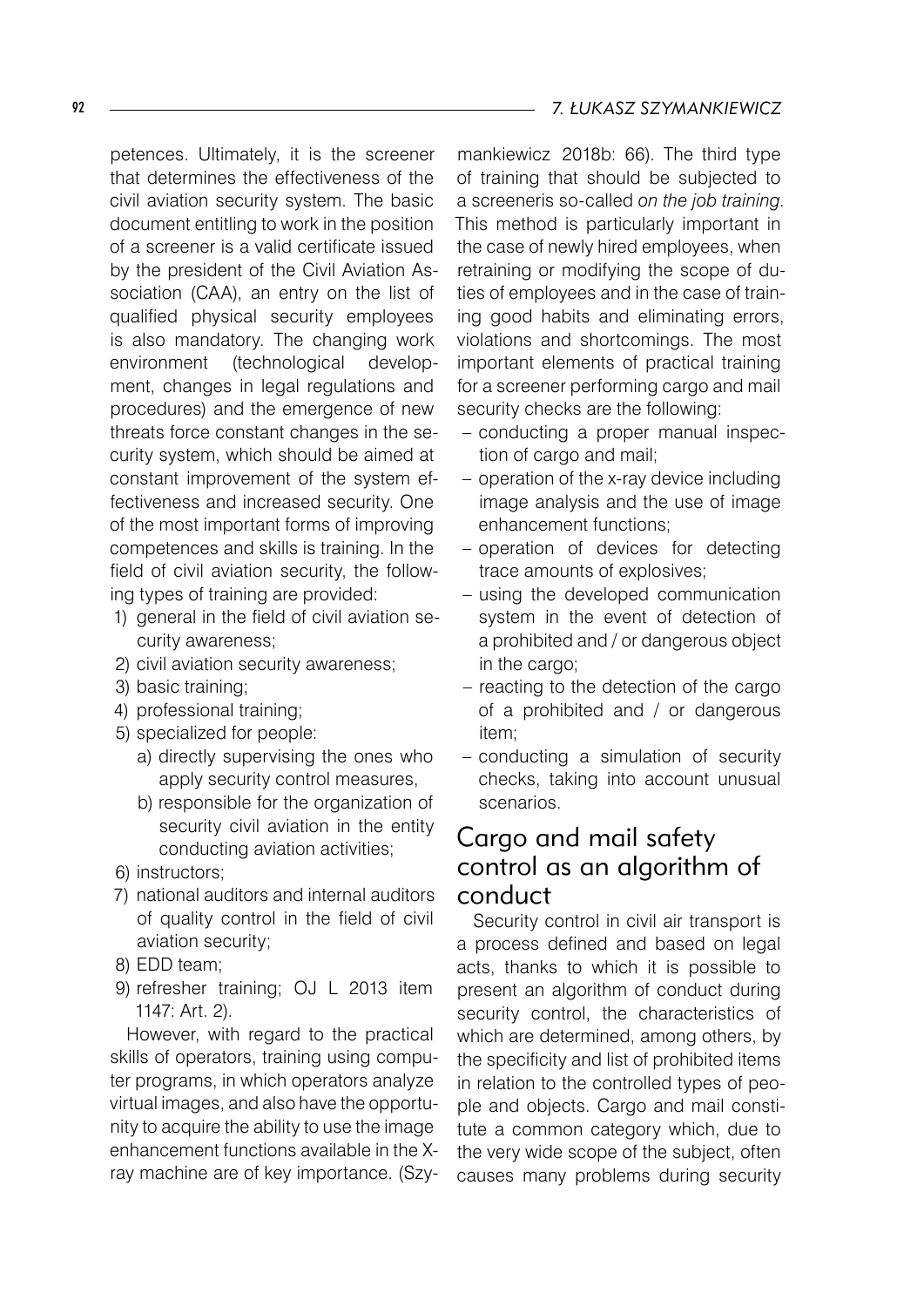petences. Ultimately, it is the screener that determines the effectiveness of the civil aviation security system. The basic document entitling to work in the position of a screener is a valid certificate issued by the president of the Civil Aviation Association (CAA), an entry on the list of qualified physical security employees is also mandatory. The changing work environment (technological development, changes in legal regulations and procedures) and the emergence of new threats force constant changes in the security system, which should be aimed at constant improvement of the system effectiveness and increased security. One of the most important forms of improving competences and skills is training. In the field of civil aviation security, the following types of training are provided:

1) general in the field of civil aviation security awareness;
2) civil aviation security awareness;
3) basic training;
4) professional training;
5) specialized for people:
   a) directly supervising the ones who apply security control measures,
   b) responsible for the organization of security civil aviation in the entity conducting aviation activities;
6) instructors;
7) national auditors and internal auditors of quality control in the field of civil aviation security;
8) EDD team;
9) refresher training; OJ L 2013 item 1147: Art. 2).

However, with regard to the practical skills of operators, training using computer programs, in which operators analyze virtual images, and also have the opportunity to acquire the ability to use the image enhancement functions available in the X-ray machine are of key importance. (Szymankiewicz 2018b: 66). The third type of training that should be subjected to a screeneris so-called *on the job training*. This method is particularly important in the case of newly hired employees, when retraining or modifying the scope of duties of employees and in the case of training good habits and eliminating errors, violations and shortcomings. The most important elements of practical training for a screener performing cargo and mail security checks are the following:

- conducting a proper manual inspection of cargo and mail;
- operation of the x-ray device including image analysis and the use of image enhancement functions;
- operation of devices for detecting trace amounts of explosives;
- using the developed communication system in the event of detection of a prohibited and / or dangerous object in the cargo;
- reacting to the detection of the cargo of a prohibited and / or dangerous item;
- conducting a simulation of security checks, taking into account unusual scenarios.

## Cargo and mail safety control as an algorithm of conduct

Security control in civil air transport is a process defined and based on legal acts, thanks to which it is possible to present an algorithm of conduct during security control, the characteristics of which are determined, among others, by the specificity and list of prohibited items in relation to the controlled types of people and objects. Cargo and mail constitute a common category which, due to the very wide scope of the subject, often causes many problems during security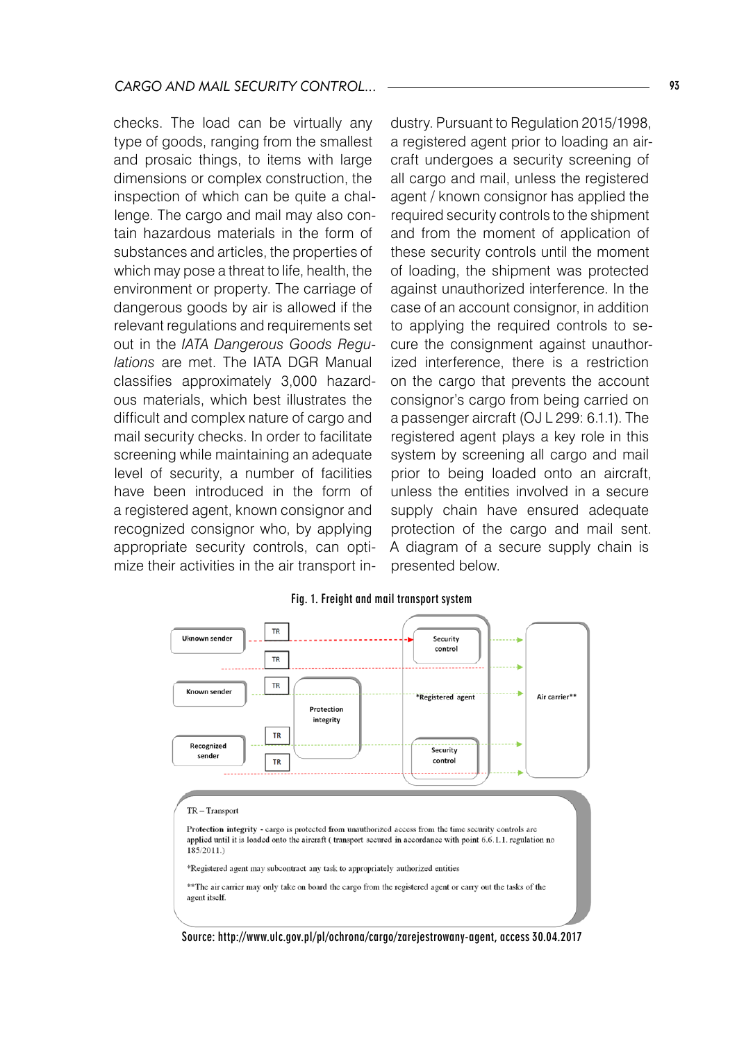checks. The load can be virtually any type of goods, ranging from the smallest and prosaic things, to items with large dimensions or complex construction, the inspection of which can be quite a challenge. The cargo and mail may also contain hazardous materials in the form of substances and articles, the properties of which may pose a threat to life, health, the environment or property. The carriage of dangerous goods by air is allowed if the relevant regulations and requirements set out in the *IATA Dangerous Goods Regulations* are met. The IATA DGR Manual classifies approximately 3,000 hazardous materials, which best illustrates the difficult and complex nature of cargo and mail security checks. In order to facilitate screening while maintaining an adequate level of security, a number of facilities have been introduced in the form of a registered agent, known consignor and recognized consignor who, by applying appropriate security controls, can optimize their activities in the air transport industry. Pursuant to Regulation 2015/1998, a registered agent prior to loading an aircraft undergoes a security screening of all cargo and mail, unless the registered agent / known consignor has applied the required security controls to the shipment and from the moment of application of these security controls until the moment of loading, the shipment was protected against unauthorized interference. In the case of an account consignor, in addition to applying the required controls to secure the consignment against unauthorized interference, there is a restriction on the cargo that prevents the account consignor's cargo from being carried on a passenger aircraft (OJ L 299: 6.1.1). The registered agent plays a key role in this system by screening all cargo and mail prior to being loaded onto an aircraft, unless the entities involved in a secure supply chain have ensured adequate protection of the cargo and mail sent. A diagram of a secure supply chain is presented below.

**Fig. 1. Freight and mail transport system**

Uknown sender | TR | TR | Security control | Known sender | TR | Protection integrity | *Registered agent | Air carrier** | Recognized sender | TR | TR | Security control

TR – Transport

**Protection integrity** - cargo is protected from unauthorized access from the time security controls are applied until it is loaded onto the aircraft ( transport secured in accordance with point 6.6.1.1. regulation no 185/2011.)

*Registered agent may subcontract any task to appropriately authorized entities

**The air carrier may only take on board the cargo from the registered agent or carry out the tasks of the agent itself.

Source: http://www.ulc.gov.pl/pl/ochrona/cargo/zarejestrowany-agent, access 30.04.2017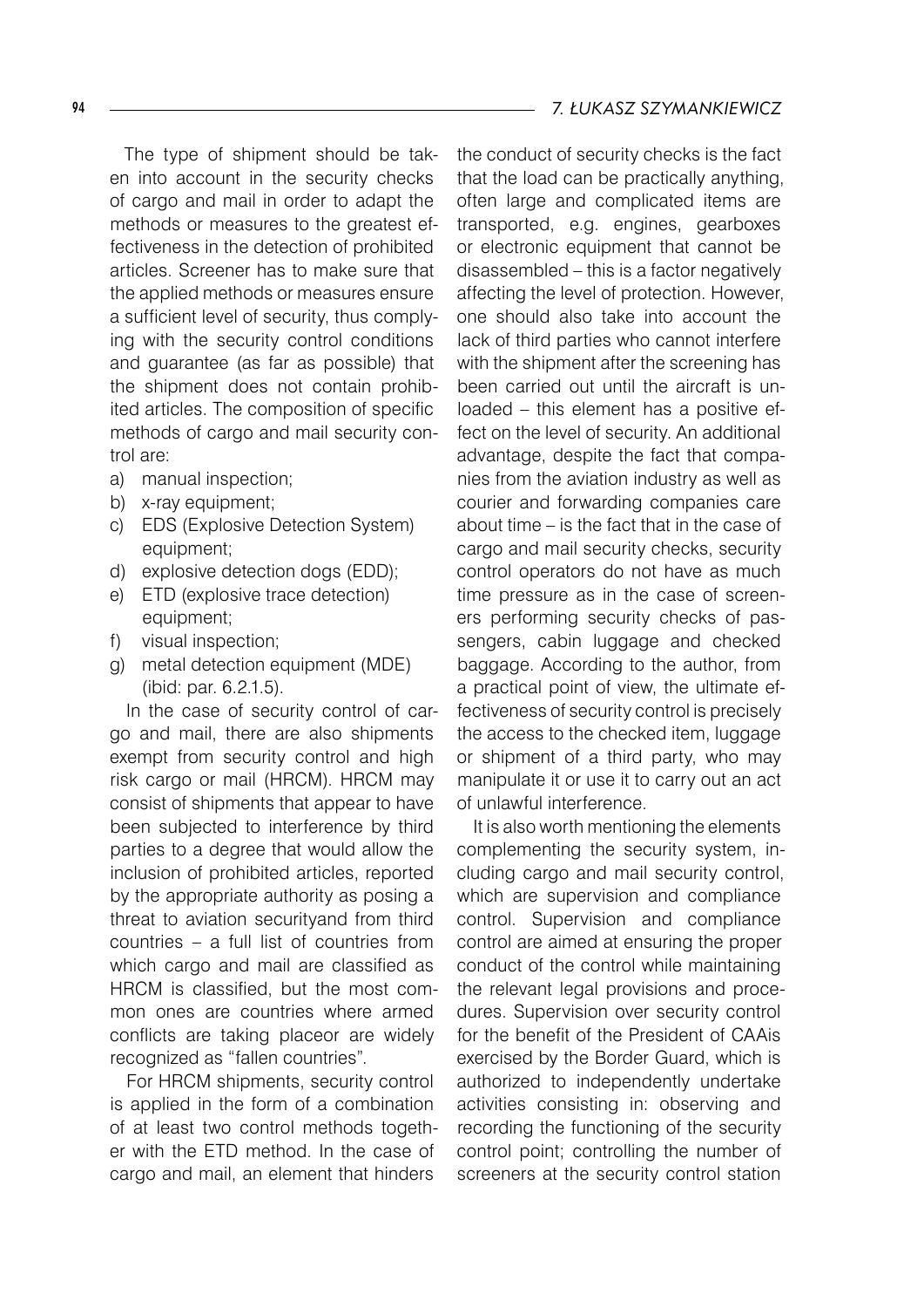The type of shipment should be taken into account in the security checks of cargo and mail in order to adapt the methods or measures to the greatest effectiveness in the detection of prohibited articles. Screener has to make sure that the applied methods or measures ensure a sufficient level of security, thus complying with the security control conditions and guarantee (as far as possible) that the shipment does not contain prohibited articles. The composition of specific methods of cargo and mail security control are:

a) manual inspection;
b) x-ray equipment;
c) EDS (Explosive Detection System) equipment;
d) explosive detection dogs (EDD);
e) ETD (explosive trace detection) equipment;
f) visual inspection;
g) metal detection equipment (MDE) (ibid: par. 6.2.1.5).

In the case of security control of cargo and mail, there are also shipments exempt from security control and high risk cargo or mail (HRCM). HRCM may consist of shipments that appear to have been subjected to interference by third parties to a degree that would allow the inclusion of prohibited articles, reported by the appropriate authority as posing a threat to aviation securityand from third countries – a full list of countries from which cargo and mail are classified as HRCM is classified, but the most common ones are countries where armed conflicts are taking placeor are widely recognized as "fallen countries".

For HRCM shipments, security control is applied in the form of a combination of at least two control methods together with the ETD method. In the case of cargo and mail, an element that hinders the conduct of security checks is the fact that the load can be practically anything, often large and complicated items are transported, e.g. engines, gearboxes or electronic equipment that cannot be disassembled – this is a factor negatively affecting the level of protection. However, one should also take into account the lack of third parties who cannot interfere with the shipment after the screening has been carried out until the aircraft is unloaded – this element has a positive effect on the level of security. An additional advantage, despite the fact that companies from the aviation industry as well as courier and forwarding companies care about time – is the fact that in the case of cargo and mail security checks, security control operators do not have as much time pressure as in the case of screeners performing security checks of passengers, cabin luggage and checked baggage. According to the author, from a practical point of view, the ultimate effectiveness of security control is precisely the access to the checked item, luggage or shipment of a third party, who may manipulate it or use it to carry out an act of unlawful interference.

It is also worth mentioning the elements complementing the security system, including cargo and mail security control, which are supervision and compliance control. Supervision and compliance control are aimed at ensuring the proper conduct of the control while maintaining the relevant legal provisions and procedures. Supervision over security control for the benefit of the President of CAAis exercised by the Border Guard, which is authorized to independently undertake activities consisting in: observing and recording the functioning of the security control point; controlling the number of screeners at the security control station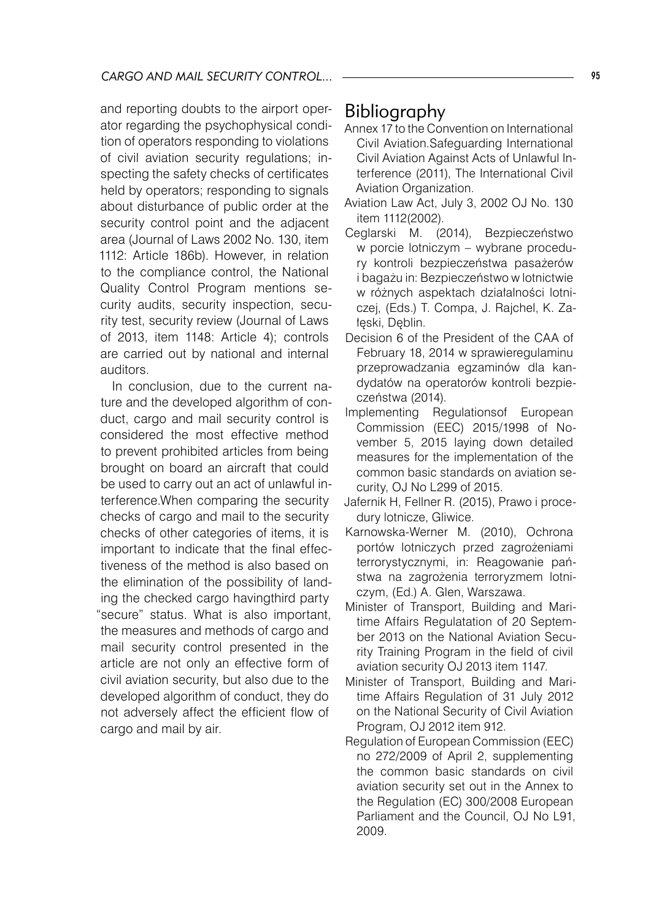and reporting doubts to the airport operator regarding the psychophysical condition of operators responding to violations of civil aviation security regulations; inspecting the safety checks of certificates held by operators; responding to signals about disturbance of public order at the security control point and the adjacent area (Journal of Laws 2002 No. 130, item 1112: Article 186b). However, in relation to the compliance control, the National Quality Control Program mentions security audits, security inspection, security test, security review (Journal of Laws of 2013, item 1148: Article 4); controls are carried out by national and internal auditors.

In conclusion, due to the current nature and the developed algorithm of conduct, cargo and mail security control is considered the most effective method to prevent prohibited articles from being brought on board an aircraft that could be used to carry out an act of unlawful interference.When comparing the security checks of cargo and mail to the security checks of other categories of items, it is important to indicate that the final effectiveness of the method is also based on the elimination of the possibility of landing the checked cargo havingthird party "secure" status. What is also important, the measures and methods of cargo and mail security control presented in the article are not only an effective form of civil aviation security, but also due to the developed algorithm of conduct, they do not adversely affect the efficient flow of cargo and mail by air.

## Bibliography

Annex 17 to the Convention on International Civil Aviation.Safeguarding International Civil Aviation Against Acts of Unlawful Interference (2011), The International Civil Aviation Organization.

Aviation Law Act, July 3, 2002 OJ No. 130 item 1112(2002).

Ceglarski M. (2014), Bezpieczeństwo w porcie lotniczym – wybrane procedury kontroli bezpieczeństwa pasażerów i bagażu in: Bezpieczeństwo w lotnictwie w różnych aspektach działalności lotniczej, (Eds.) T. Compa, J. Rajchel, K. Załęski, Dęblin.

Decision 6 of the President of the CAA of February 18, 2014 w sprawieregulaminu przeprowadzania egzaminów dla kandydatów na operatorów kontroli bezpieczeństwa (2014).

Implementing Regulationsof European Commission (EEC) 2015/1998 of November 5, 2015 laying down detailed measures for the implementation of the common basic standards on aviation security, OJ No L299 of 2015.

Jafernik H, Fellner R. (2015), Prawo i procedury lotnicze, Gliwice.

Karnowska-Werner M. (2010), Ochrona portów lotniczych przed zagrożeniami terrorystycznymi, in: Reagowanie państwa na zagrożenia terroryzmem lotniczym, (Ed.) A. Glen, Warszawa.

Minister of Transport, Building and Maritime Affairs Regulatation of 20 September 2013 on the National Aviation Security Training Program in the field of civil aviation security OJ 2013 item 1147.

Minister of Transport, Building and Maritime Affairs Regulation of 31 July 2012 on the National Security of Civil Aviation Program, OJ 2012 item 912.

Regulation of European Commission (EEC) no 272/2009 of April 2, supplementing the common basic standards on civil aviation security set out in the Annex to the Regulation (EC) 300/2008 European Parliament and the Council, OJ No L91, 2009.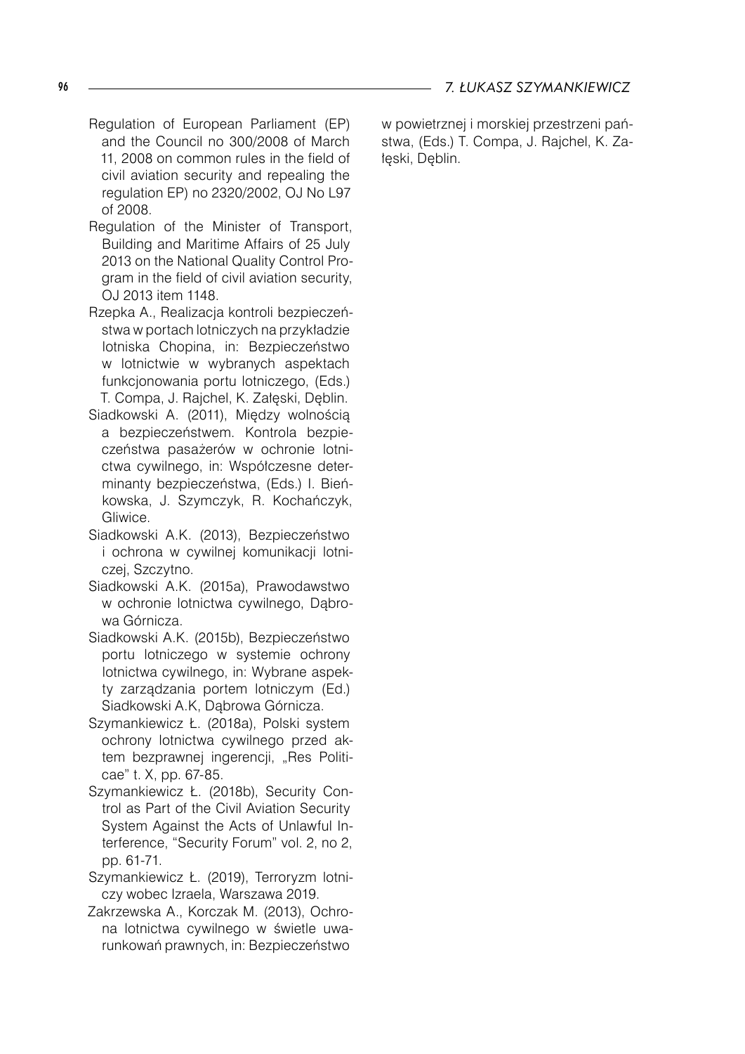Regulation of European Parliament (EP) and the Council no 300/2008 of March 11, 2008 on common rules in the field of civil aviation security and repealing the regulation EP) no 2320/2002, OJ No L97 of 2008.

Regulation of the Minister of Transport, Building and Maritime Affairs of 25 July 2013 on the National Quality Control Program in the field of civil aviation security, OJ 2013 item 1148.

Rzepka A., Realizacja kontroli bezpieczeństwa w portach lotniczych na przykładzie lotniska Chopina, in: Bezpieczeństwo w lotnictwie w wybranych aspektach funkcjonowania portu lotniczego, (Eds.) T. Compa, J. Rajchel, K. Załęski, Dęblin.

Siadkowski A. (2011), Między wolnością a bezpieczeństwem. Kontrola bezpieczeństwa pasażerów w ochronie lotnictwa cywilnego, in: Współczesne determinanty bezpieczeństwa, (Eds.) I. Bieńkowska, J. Szymczyk, R. Kochańczyk, Gliwice.

Siadkowski A.K. (2013), Bezpieczeństwo i ochrona w cywilnej komunikacji lotniczej, Szczytno.

Siadkowski A.K. (2015a), Prawodawstwo w ochronie lotnictwa cywilnego, Dąbrowa Górnicza.

Siadkowski A.K. (2015b), Bezpieczeństwo portu lotniczego w systemie ochrony lotnictwa cywilnego, in: Wybrane aspekty zarządzania portem lotniczym (Ed.) Siadkowski A.K, Dąbrowa Górnicza.

Szymankiewicz Ł. (2018a), Polski system ochrony lotnictwa cywilnego przed aktem bezprawnej ingerencji, „Res Politicae" t. X, pp. 67-85.

Szymankiewicz Ł. (2018b), Security Control as Part of the Civil Aviation Security System Against the Acts of Unlawful Interference, "Security Forum" vol. 2, no 2, pp. 61-71.

Szymankiewicz Ł. (2019), Terroryzm lotniczy wobec Izraela, Warszawa 2019.

Zakrzewska A., Korczak M. (2013), Ochrona lotnictwa cywilnego w świetle uwarunkowań prawnych, in: Bezpieczeństwo w powietrznej i morskiej przestrzeni państwa, (Eds.) T. Compa, J. Rajchel, K. Załęski, Dęblin.